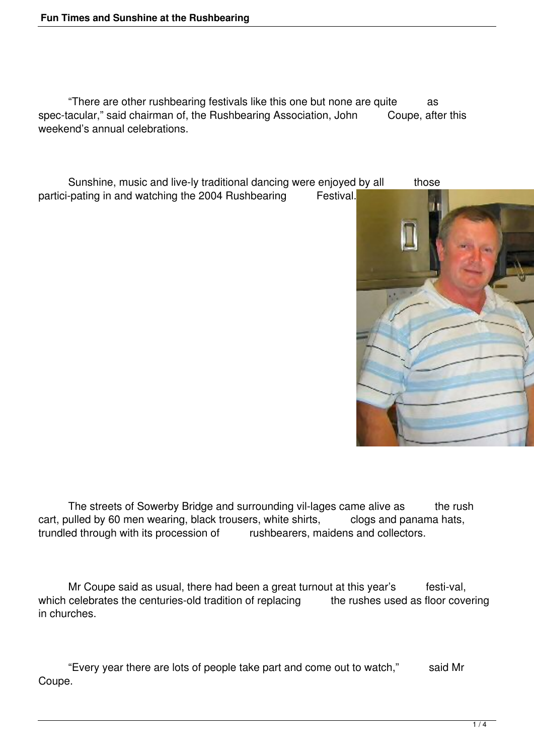“There are other rushbearing festivals like this one but none are quite as spec-tacular,” said chairman of, the Rushbearing Association, John Coupe, after this weekend’s annual celebrations.

Sunshine, music and live-ly traditional dancing were enjoyed by all those partici-pating in and watching the 2004 Rushbearing Festival.

The streets of Sowerby Bridge and surrounding vil-lages came alive as the rush cart, pulled by 60 men wearing, black trousers, white shirts, clogs and panama hats, trundled through with its procession of rushbearers, maidens and collectors.

Mr Coupe said as usual, there had been a great turnout at this year’s festi-val, which celebrates the centuries-old tradition of replacing the rushes used as floor covering in churches.

“Every year there are lots of people take part and come out to watch,” said Mr Coupe.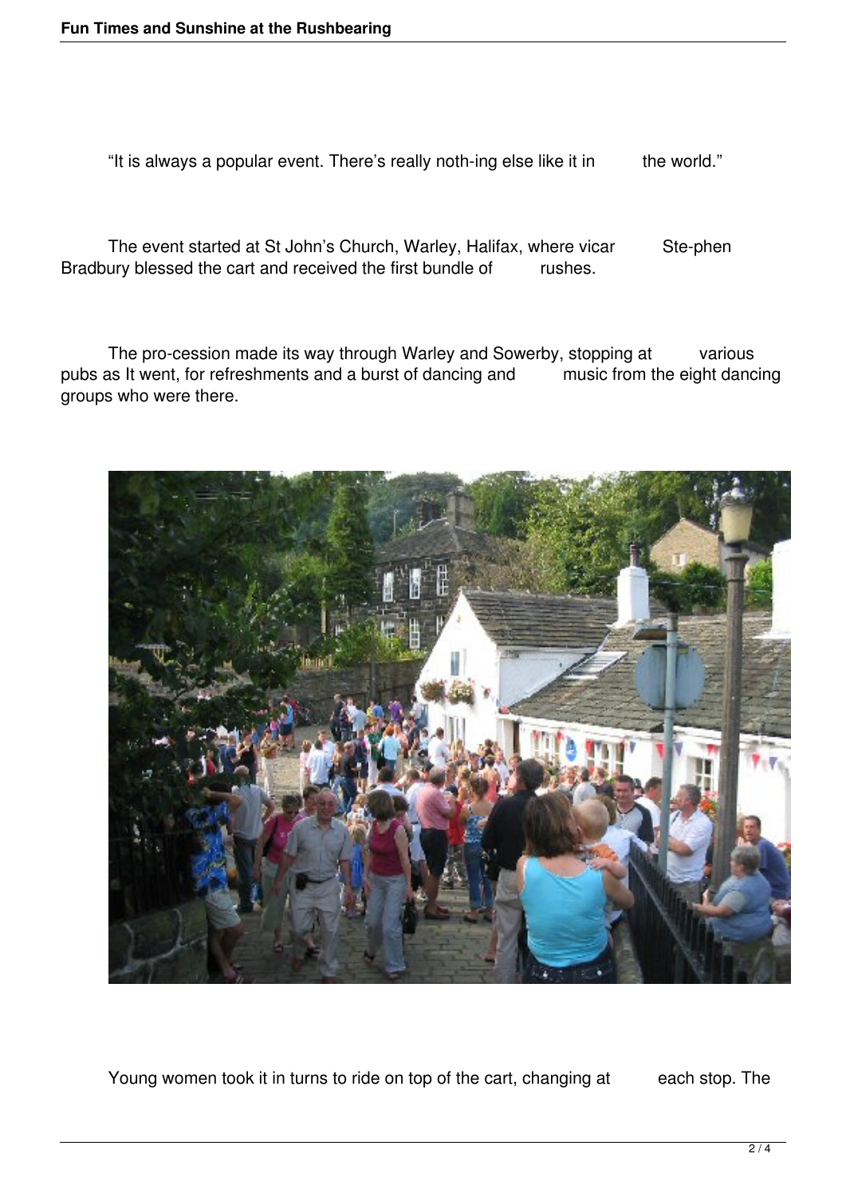"It is always a popular event. There's really noth-ing else like it in the world."

The event started at St John's Church, Warley, Halifax, where vicar Ste-phen Bradbury blessed the cart and received the first bundle of rushes.

The pro-cession made its way through Warley and Sowerby, stopping at various pubs as It went, for refreshments and a burst of dancing and music from the eight dancing groups who were there.

Young women took it in turns to ride on top of the cart, changing at each stop. The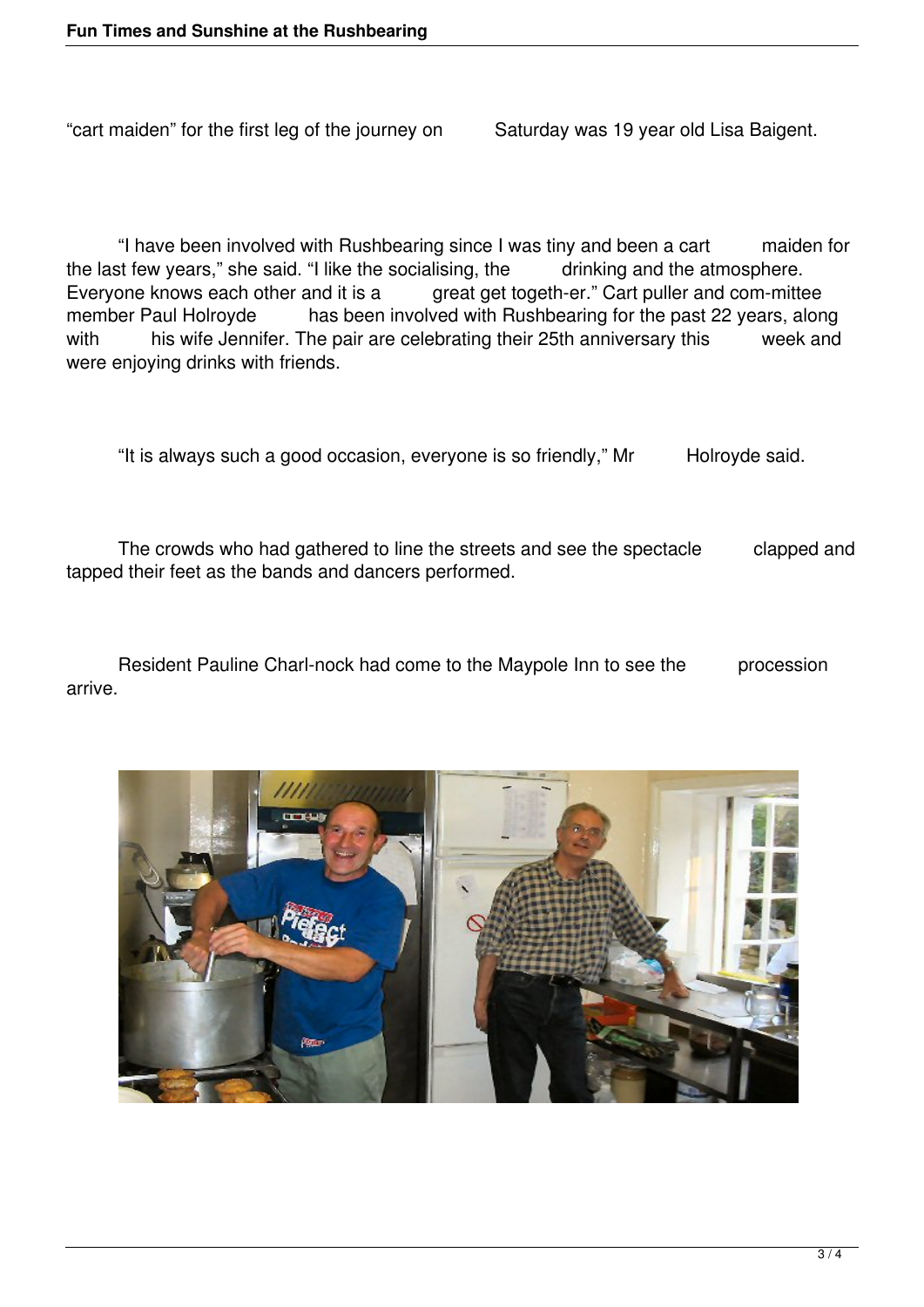"cart maiden" for the first leg of the journey on Saturday was 19 year old Lisa Baigent.

"I have been involved with Rushbearing since I was tiny and been a cart maiden for the last few years," she said. "I like the socialising, the drinking and the atmosphere. Everyone knows each other and it is a great get togeth-er." Cart puller and com-mittee member Paul Holroyde has been involved with Rushbearing for the past 22 years, along with his wife Jennifer. The pair are celebrating their 25th anniversary this week and were enjoying drinks with friends.

"It is always such a good occasion, everyone is so friendly," Mr Holroyde said.

The crowds who had gathered to line the streets and see the spectacle clapped and tapped their feet as the bands and dancers performed.

Resident Pauline Charl-nock had come to the Maypole Inn to see the procession arrive.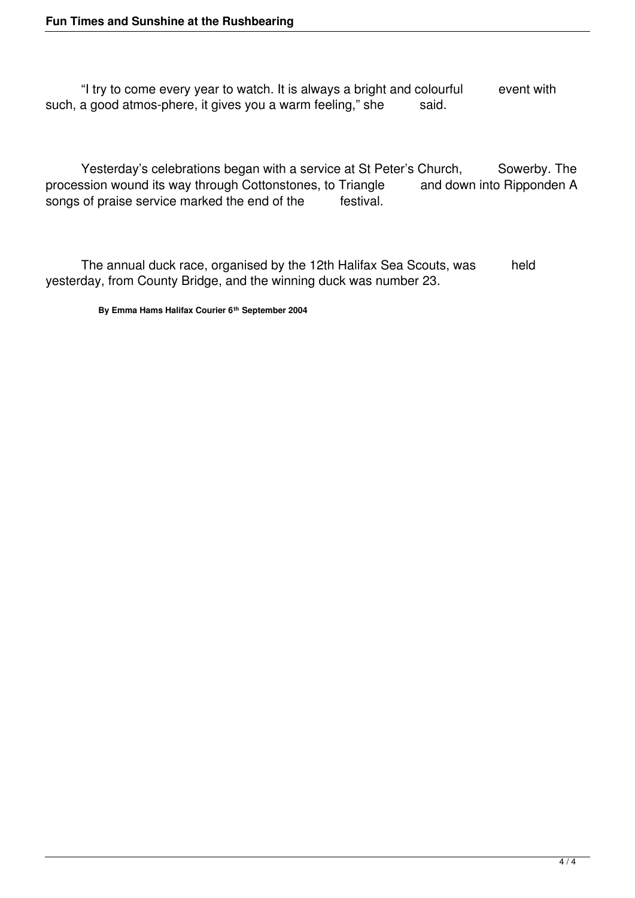"I try to come every year to watch. It is always a bright and colourful event with such, a good atmos-phere, it gives you a warm feeling," she said.

Yesterday's celebrations began with a service at St Peter's Church, Sowerby. The procession wound its way through Cottonstones, to Triangle and down into Ripponden A songs of praise service marked the end of the festival.

The annual duck race, organised by the 12th Halifax Sea Scouts, was held yesterday, from County Bridge, and the winning duck was number 23.

**By Emma Hams Halifax Courier 6th September 2004**